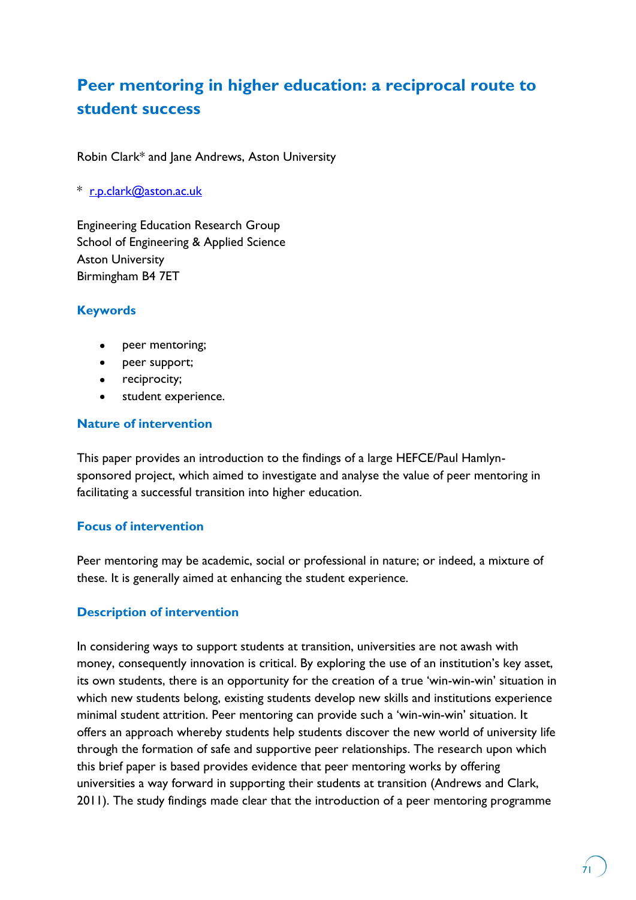# Peer mentoring in higher education: a reciprocal route to student success

Robin Clark* and Jane Andrews, Aston University

* r.p.clark@aston.ac.uk

Engineering Education Research Group
School of Engineering & Applied Science
Aston University
Birmingham B4 7ET

## Keywords

- peer mentoring;
- peer support;
- reciprocity;
- student experience.

## Nature of intervention

This paper provides an introduction to the findings of a large HEFCE/Paul Hamlyn-sponsored project, which aimed to investigate and analyse the value of peer mentoring in facilitating a successful transition into higher education.

## Focus of intervention

Peer mentoring may be academic, social or professional in nature; or indeed, a mixture of these. It is generally aimed at enhancing the student experience.

## Description of intervention

In considering ways to support students at transition, universities are not awash with money, consequently innovation is critical. By exploring the use of an institution's key asset, its own students, there is an opportunity for the creation of a true 'win-win-win' situation in which new students belong, existing students develop new skills and institutions experience minimal student attrition. Peer mentoring can provide such a 'win-win-win' situation. It offers an approach whereby students help students discover the new world of university life through the formation of safe and supportive peer relationships. The research upon which this brief paper is based provides evidence that peer mentoring works by offering universities a way forward in supporting their students at transition (Andrews and Clark, 2011). The study findings made clear that the introduction of a peer mentoring programme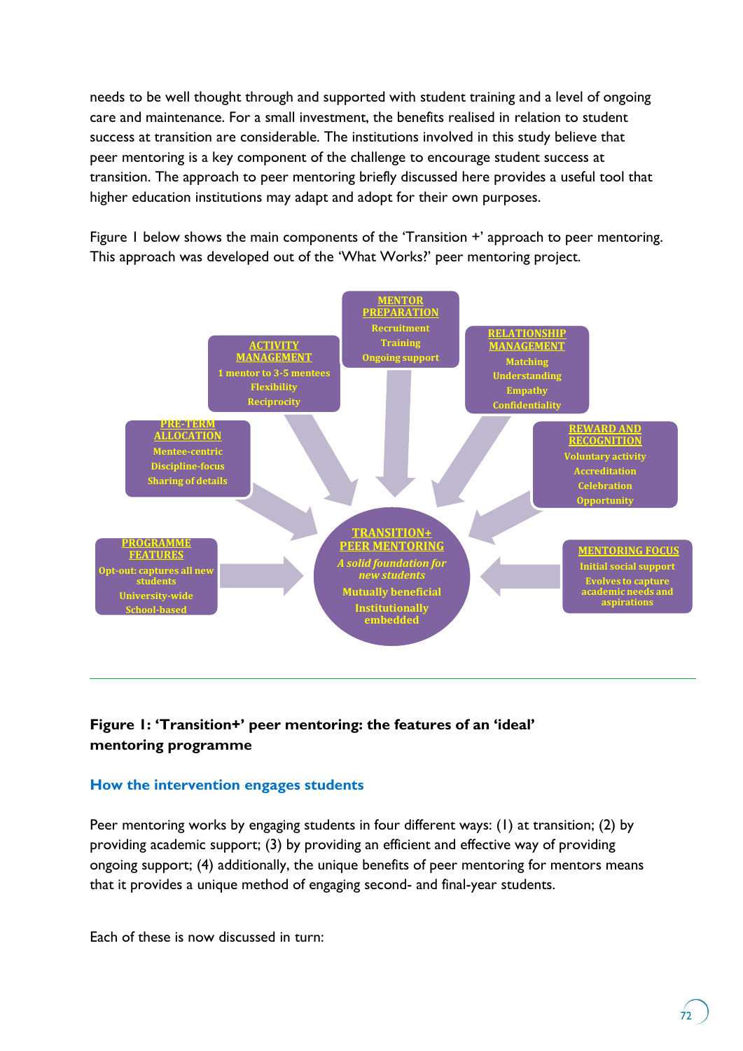needs to be well thought through and supported with student training and a level of ongoing care and maintenance. For a small investment, the benefits realised in relation to student success at transition are considerable. The institutions involved in this study believe that peer mentoring is a key component of the challenge to encourage student success at transition. The approach to peer mentoring briefly discussed here provides a useful tool that higher education institutions may adapt and adopt for their own purposes.

Figure 1 below shows the main components of the 'Transition +' approach to peer mentoring. This approach was developed out of the 'What Works?' peer mentoring project.

**TRANSITION+ PEER MENTORING**
*A solid foundation for new students*
Mutually beneficial
Institutionally embedded

**MENTOR PREPARATION**
- Recruitment
- Training
- Ongoing support

**RELATIONSHIP MANAGEMENT**
- Matching
- Understanding
- Empathy
- Confidentiality

**REWARD AND RECOGNITION**
- Voluntary activity
- Accreditation
- Celebration
- Opportunity

**MENTORING FOCUS**
- Initial social support
- Evolves to capture academic needs and aspirations

**PROGRAMME FEATURES**
- Opt-out: captures all new students
- University-wide
- School-based

**PRE-TERM ALLOCATION**
- Mentee-centric
- Discipline-focus
- Sharing of details

**ACTIVITY MANAGEMENT**
- 1 mentor to 3-5 mentees
- Flexibility
- Reciprocity

**Figure 1: 'Transition+' peer mentoring: the features of an 'ideal' mentoring programme**

## How the intervention engages students

Peer mentoring works by engaging students in four different ways: (1) at transition; (2) by providing academic support; (3) by providing an efficient and effective way of providing ongoing support; (4) additionally, the unique benefits of peer mentoring for mentors means that it provides a unique method of engaging second- and final-year students.

Each of these is now discussed in turn: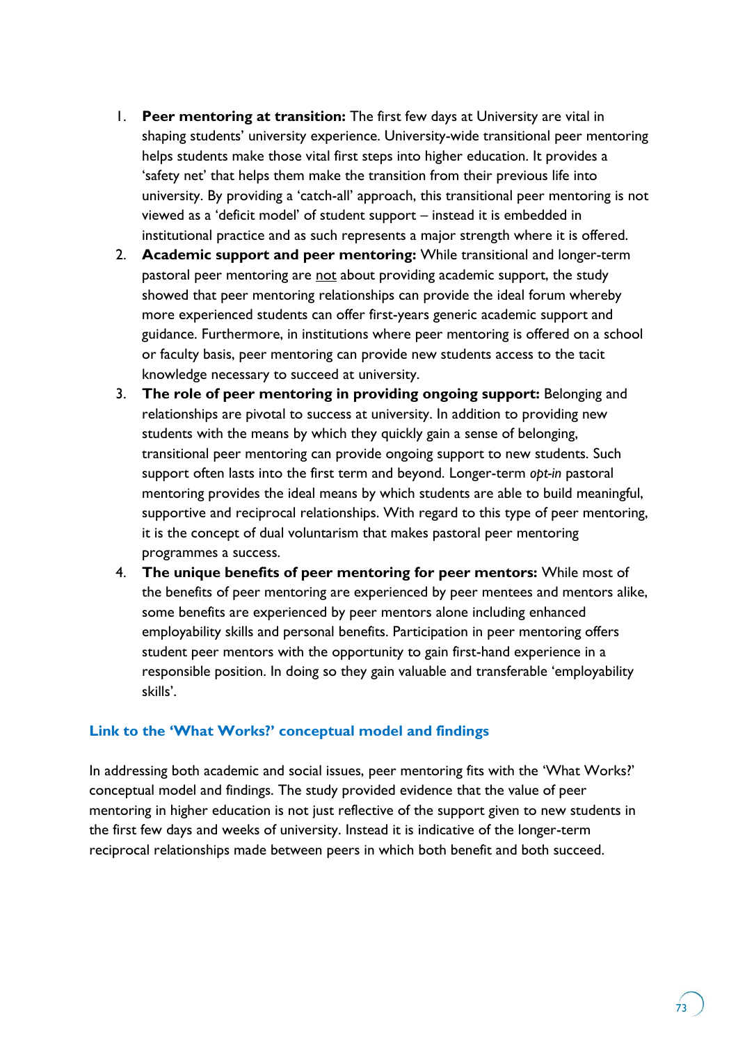1. **Peer mentoring at transition:** The first few days at University are vital in shaping students' university experience. University-wide transitional peer mentoring helps students make those vital first steps into higher education. It provides a 'safety net' that helps them make the transition from their previous life into university. By providing a 'catch-all' approach, this transitional peer mentoring is not viewed as a 'deficit model' of student support – instead it is embedded in institutional practice and as such represents a major strength where it is offered.
2. **Academic support and peer mentoring:** While transitional and longer-term pastoral peer mentoring are not about providing academic support, the study showed that peer mentoring relationships can provide the ideal forum whereby more experienced students can offer first-years generic academic support and guidance. Furthermore, in institutions where peer mentoring is offered on a school or faculty basis, peer mentoring can provide new students access to the tacit knowledge necessary to succeed at university.
3. **The role of peer mentoring in providing ongoing support:** Belonging and relationships are pivotal to success at university. In addition to providing new students with the means by which they quickly gain a sense of belonging, transitional peer mentoring can provide ongoing support to new students. Such support often lasts into the first term and beyond. Longer-term *opt-in* pastoral mentoring provides the ideal means by which students are able to build meaningful, supportive and reciprocal relationships. With regard to this type of peer mentoring, it is the concept of dual voluntarism that makes pastoral peer mentoring programmes a success.
4. **The unique benefits of peer mentoring for peer mentors:** While most of the benefits of peer mentoring are experienced by peer mentees and mentors alike, some benefits are experienced by peer mentors alone including enhanced employability skills and personal benefits. Participation in peer mentoring offers student peer mentors with the opportunity to gain first-hand experience in a responsible position. In doing so they gain valuable and transferable 'employability skills'.

### Link to the 'What Works?' conceptual model and findings

In addressing both academic and social issues, peer mentoring fits with the 'What Works?' conceptual model and findings. The study provided evidence that the value of peer mentoring in higher education is not just reflective of the support given to new students in the first few days and weeks of university. Instead it is indicative of the longer-term reciprocal relationships made between peers in which both benefit and both succeed.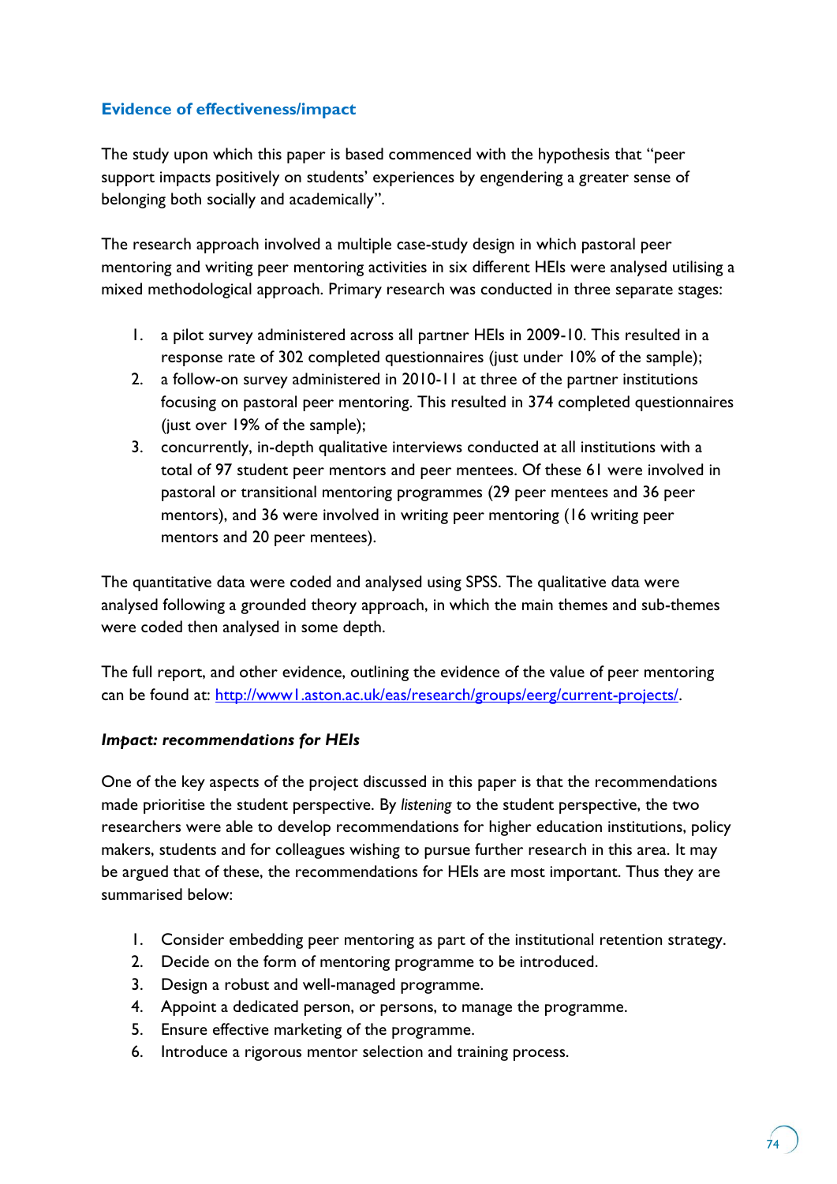## Evidence of effectiveness/impact

The study upon which this paper is based commenced with the hypothesis that "peer support impacts positively on students' experiences by engendering a greater sense of belonging both socially and academically".

The research approach involved a multiple case-study design in which pastoral peer mentoring and writing peer mentoring activities in six different HEIs were analysed utilising a mixed methodological approach. Primary research was conducted in three separate stages:

1. a pilot survey administered across all partner HEIs in 2009-10. This resulted in a response rate of 302 completed questionnaires (just under 10% of the sample);
2. a follow-on survey administered in 2010-11 at three of the partner institutions focusing on pastoral peer mentoring. This resulted in 374 completed questionnaires (just over 19% of the sample);
3. concurrently, in-depth qualitative interviews conducted at all institutions with a total of 97 student peer mentors and peer mentees. Of these 61 were involved in pastoral or transitional mentoring programmes (29 peer mentees and 36 peer mentors), and 36 were involved in writing peer mentoring (16 writing peer mentors and 20 peer mentees).

The quantitative data were coded and analysed using SPSS. The qualitative data were analysed following a grounded theory approach, in which the main themes and sub-themes were coded then analysed in some depth.

The full report, and other evidence, outlining the evidence of the value of peer mentoring can be found at: [http://www1.aston.ac.uk/eas/research/groups/eerg/current-projects/](http://www1.aston.ac.uk/eas/research/groups/eerg/current-projects/).

### *Impact: recommendations for HEIs*

One of the key aspects of the project discussed in this paper is that the recommendations made prioritise the student perspective. By *listening* to the student perspective, the two researchers were able to develop recommendations for higher education institutions, policy makers, students and for colleagues wishing to pursue further research in this area. It may be argued that of these, the recommendations for HEIs are most important. Thus they are summarised below:

1. Consider embedding peer mentoring as part of the institutional retention strategy.
2. Decide on the form of mentoring programme to be introduced.
3. Design a robust and well-managed programme.
4. Appoint a dedicated person, or persons, to manage the programme.
5. Ensure effective marketing of the programme.
6. Introduce a rigorous mentor selection and training process.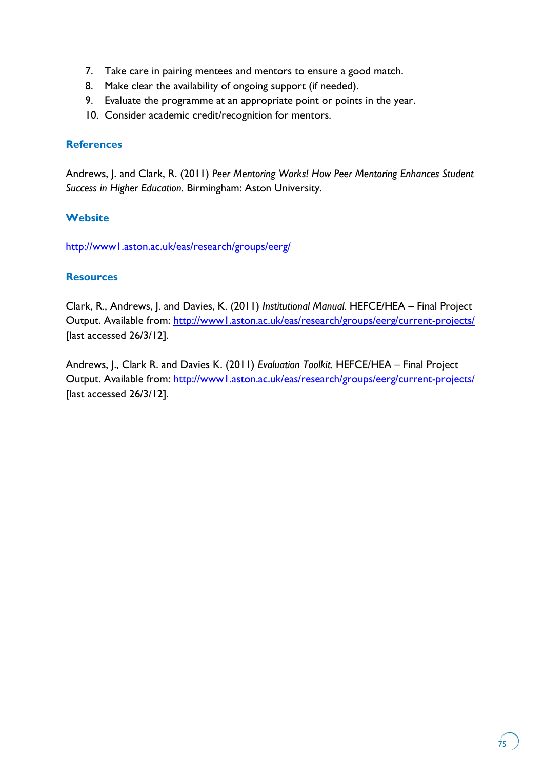7. Take care in pairing mentees and mentors to ensure a good match.
8. Make clear the availability of ongoing support (if needed).
9. Evaluate the programme at an appropriate point or points in the year.
10. Consider academic credit/recognition for mentors.

### References

Andrews, J. and Clark, R. (2011) *Peer Mentoring Works! How Peer Mentoring Enhances Student Success in Higher Education.* Birmingham: Aston University.

### Website

http://www1.aston.ac.uk/eas/research/groups/eerg/

### Resources

Clark, R., Andrews, J. and Davies, K. (2011) *Institutional Manual.* HEFCE/HEA – Final Project Output. Available from: http://www1.aston.ac.uk/eas/research/groups/eerg/current-projects/ [last accessed 26/3/12].

Andrews, J., Clark R. and Davies K. (2011) *Evaluation Toolkit.* HEFCE/HEA – Final Project Output. Available from: http://www1.aston.ac.uk/eas/research/groups/eerg/current-projects/ [last accessed 26/3/12].